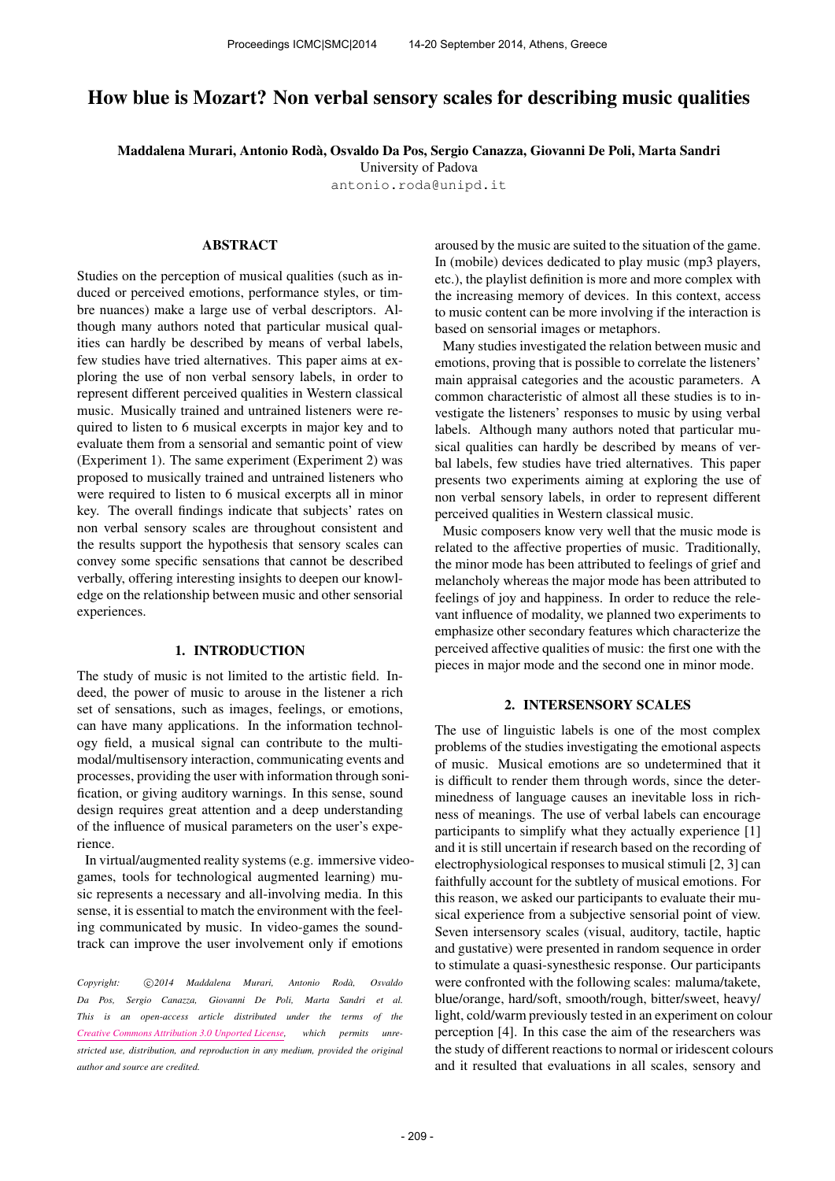# How blue is Mozart? Non verbal sensory scales for describing music qualities

**Maddalena Murari, Antonio Rodà, Osvaldo Da Pos, Sergio Canazza, Giovanni De Poli, Marta Sandri**
University of Padova
antonio.roda@unipd.it

## ABSTRACT

Studies on the perception of musical qualities (such as induced or perceived emotions, performance styles, or timbre nuances) make a large use of verbal descriptors. Although many authors noted that particular musical qualities can hardly be described by means of verbal labels, few studies have tried alternatives. This paper aims at exploring the use of non verbal sensory labels, in order to represent different perceived qualities in Western classical music. Musically trained and untrained listeners were required to listen to 6 musical excerpts in major key and to evaluate them from a sensorial and semantic point of view (Experiment 1). The same experiment (Experiment 2) was proposed to musically trained and untrained listeners who were required to listen to 6 musical excerpts all in minor key. The overall findings indicate that subjects' rates on non verbal sensory scales are throughout consistent and the results support the hypothesis that sensory scales can convey some specific sensations that cannot be described verbally, offering interesting insights to deepen our knowledge on the relationship between music and other sensorial experiences.

## 1. INTRODUCTION

The study of music is not limited to the artistic field. Indeed, the power of music to arouse in the listener a rich set of sensations, such as images, feelings, or emotions, can have many applications. In the information technology field, a musical signal can contribute to the multimodal/multisensory interaction, communicating events and processes, providing the user with information through sonification, or giving auditory warnings. In this sense, sound design requires great attention and a deep understanding of the influence of musical parameters on the user's experience.

In virtual/augmented reality systems (e.g. immersive videogames, tools for technological augmented learning) music represents a necessary and all-involving media. In this sense, it is essential to match the environment with the feeling communicated by music. In video-games the soundtrack can improve the user involvement only if emotions aroused by the music are suited to the situation of the game. In (mobile) devices dedicated to play music (mp3 players, etc.), the playlist definition is more and more complex with the increasing memory of devices. In this context, access to music content can be more involving if the interaction is based on sensorial images or metaphors.

Many studies investigated the relation between music and emotions, proving that is possible to correlate the listeners' main appraisal categories and the acoustic parameters. A common characteristic of almost all these studies is to investigate the listeners' responses to music by using verbal labels. Although many authors noted that particular musical qualities can hardly be described by means of verbal labels, few studies have tried alternatives. This paper presents two experiments aiming at exploring the use of non verbal sensory labels, in order to represent different perceived qualities in Western classical music.

Music composers know very well that the music mode is related to the affective properties of music. Traditionally, the minor mode has been attributed to feelings of grief and melancholy whereas the major mode has been attributed to feelings of joy and happiness. In order to reduce the relevant influence of modality, we planned two experiments to emphasize other secondary features which characterize the perceived affective qualities of music: the first one with the pieces in major mode and the second one in minor mode.

## 2. INTERSENSORY SCALES

The use of linguistic labels is one of the most complex problems of the studies investigating the emotional aspects of music. Musical emotions are so undetermined that it is difficult to render them through words, since the determinedness of language causes an inevitable loss in richness of meanings. The use of verbal labels can encourage participants to simplify what they actually experience [1] and it is still uncertain if research based on the recording of electrophysiological responses to musical stimuli [2, 3] can faithfully account for the subtlety of musical emotions. For this reason, we asked our participants to evaluate their musical experience from a subjective sensorial point of view. Seven intersensory scales (visual, auditory, tactile, haptic and gustative) were presented in random sequence in order to stimulate a quasi-synesthesic response. Our participants were confronted with the following scales: maluma/takete, blue/orange, hard/soft, smooth/rough, bitter/sweet, heavy/light, cold/warm previously tested in an experiment on colour perception [4]. In this case the aim of the researchers was the study of different reactions to normal or iridescent colours and it resulted that evaluations in all scales, sensory and

*Copyright: ©2014 Maddalena Murari, Antonio Rodà, Osvaldo Da Pos, Sergio Canazza, Giovanni De Poli, Marta Sandri et al. This is an open-access article distributed under the terms of the Creative Commons Attribution 3.0 Unported License, which permits unrestricted use, distribution, and reproduction in any medium, provided the original author and source are credited.*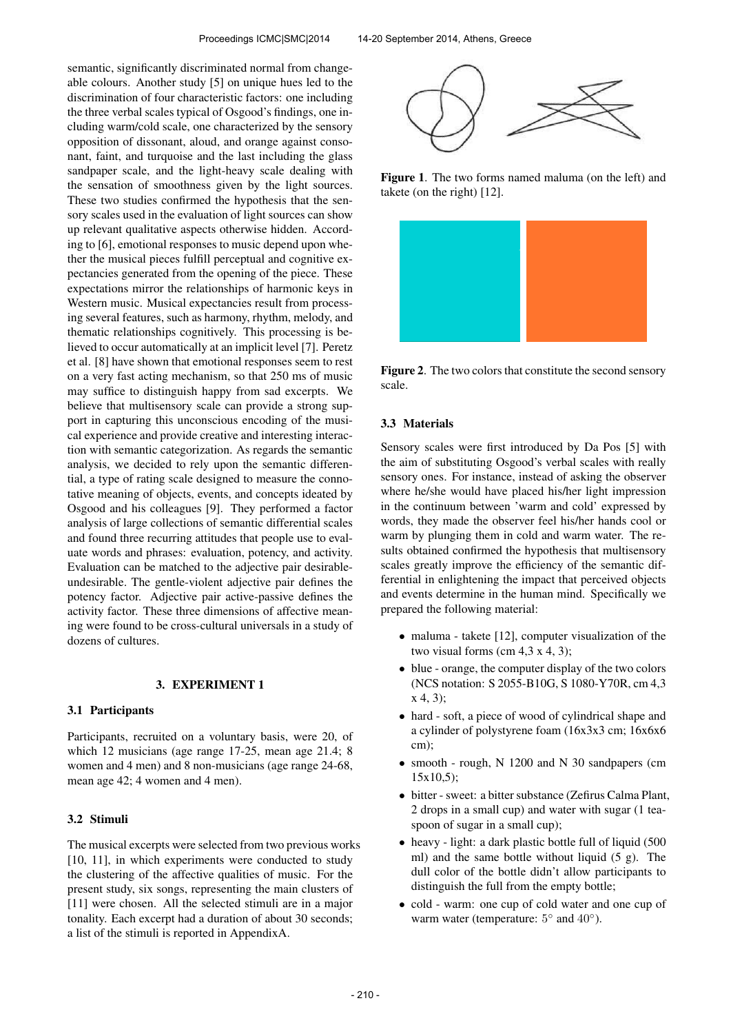semantic, significantly discriminated normal from changeable colours. Another study [5] on unique hues led to the discrimination of four characteristic factors: one including the three verbal scales typical of Osgood's findings, one including warm/cold scale, one characterized by the sensory opposition of dissonant, aloud, and orange against consonant, faint, and turquoise and the last including the glass sandpaper scale, and the light-heavy scale dealing with the sensation of smoothness given by the light sources. These two studies confirmed the hypothesis that the sensory scales used in the evaluation of light sources can show up relevant qualitative aspects otherwise hidden. According to [6], emotional responses to music depend upon whether the musical pieces fulfill perceptual and cognitive expectancies generated from the opening of the piece. These expectations mirror the relationships of harmonic keys in Western music. Musical expectancies result from processing several features, such as harmony, rhythm, melody, and thematic relationships cognitively. This processing is believed to occur automatically at an implicit level [7]. Peretz et al. [8] have shown that emotional responses seem to rest on a very fast acting mechanism, so that 250 ms of music may suffice to distinguish happy from sad excerpts. We believe that multisensory scale can provide a strong support in capturing this unconscious encoding of the musical experience and provide creative and interesting interaction with semantic categorization. As regards the semantic analysis, we decided to rely upon the semantic differential, a type of rating scale designed to measure the connotative meaning of objects, events, and concepts ideated by Osgood and his colleagues [9]. They performed a factor analysis of large collections of semantic differential scales and found three recurring attitudes that people use to evaluate words and phrases: evaluation, potency, and activity. Evaluation can be matched to the adjective pair desirable-undesirable. The gentle-violent adjective pair defines the potency factor. Adjective pair active-passive defines the activity factor. These three dimensions of affective meaning were found to be cross-cultural universals in a study of dozens of cultures.

## 3. EXPERIMENT 1

### 3.1 Participants

Participants, recruited on a voluntary basis, were 20, of which 12 musicians (age range 17-25, mean age 21.4; 8 women and 4 men) and 8 non-musicians (age range 24-68, mean age 42; 4 women and 4 men).

### 3.2 Stimuli

The musical excerpts were selected from two previous works [10, 11], in which experiments were conducted to study the clustering of the affective qualities of music. For the present study, six songs, representing the main clusters of [11] were chosen. All the selected stimuli are in a major tonality. Each excerpt had a duration of about 30 seconds; a list of the stimuli is reported in AppendixA.

**Figure 1**. The two forms named maluma (on the left) and takete (on the right) [12].

**Figure 2**. The two colors that constitute the second sensory scale.

### 3.3 Materials

Sensory scales were first introduced by Da Pos [5] with the aim of substituting Osgood's verbal scales with really sensory ones. For instance, instead of asking the observer where he/she would have placed his/her light impression in the continuum between 'warm and cold' expressed by words, they made the observer feel his/her hands cool or warm by plunging them in cold and warm water. The results obtained confirmed the hypothesis that multisensory scales greatly improve the efficiency of the semantic differential in enlightening the impact that perceived objects and events determine in the human mind. Specifically we prepared the following material:

- maluma - takete [12], computer visualization of the two visual forms (cm 4,3 x 4, 3);
- blue - orange, the computer display of the two colors (NCS notation: S 2055-B10G, S 1080-Y70R, cm 4,3 x 4, 3);
- hard - soft, a piece of wood of cylindrical shape and a cylinder of polystyrene foam (16x3x3 cm; 16x6x6 cm);
- smooth - rough, N 1200 and N 30 sandpapers (cm 15x10,5);
- bitter - sweet: a bitter substance (Zefirus Calma Plant, 2 drops in a small cup) and water with sugar (1 teaspoon of sugar in a small cup);
- heavy - light: a dark plastic bottle full of liquid (500 ml) and the same bottle without liquid (5 g). The dull color of the bottle didn't allow participants to distinguish the full from the empty bottle;
- cold - warm: one cup of cold water and one cup of warm water (temperature: $5°$ and $40°$).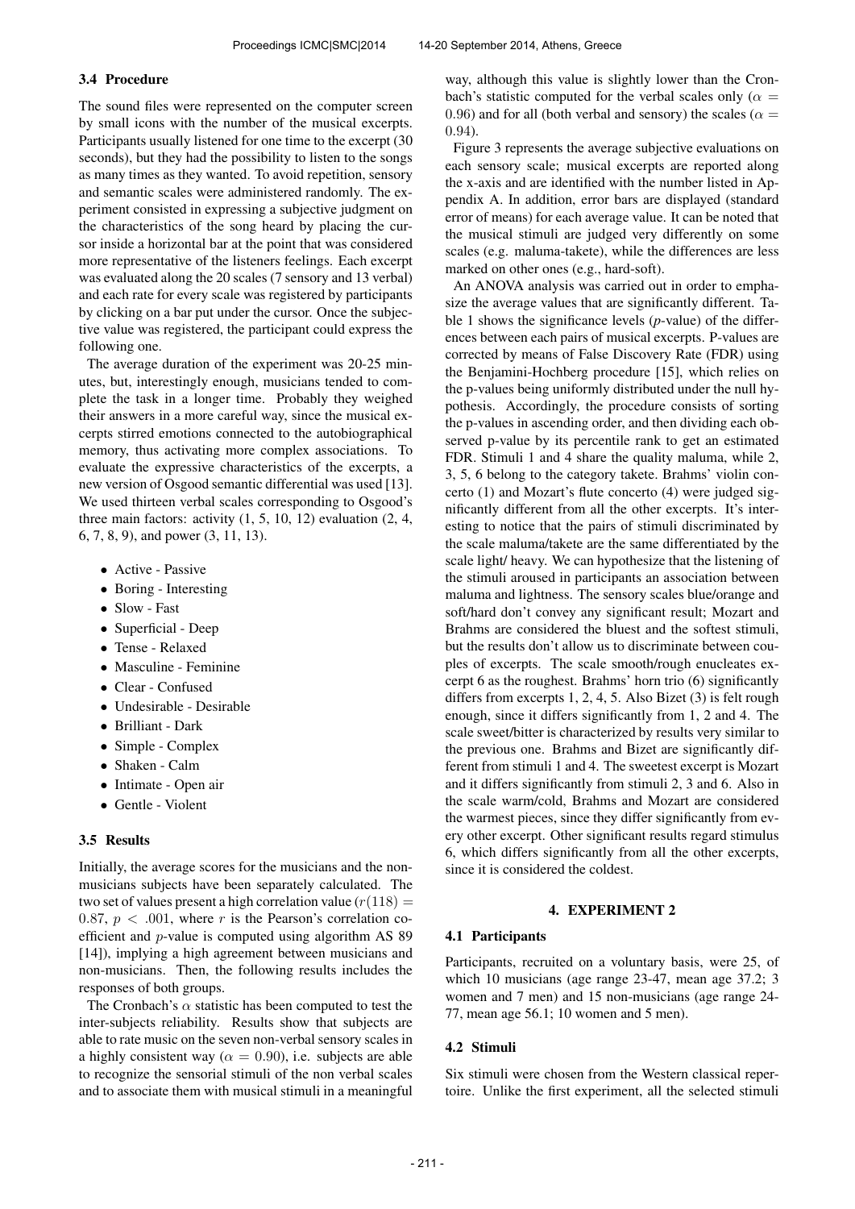### 3.4 Procedure

The sound files were represented on the computer screen by small icons with the number of the musical excerpts. Participants usually listened for one time to the excerpt (30 seconds), but they had the possibility to listen to the songs as many times as they wanted. To avoid repetition, sensory and semantic scales were administered randomly. The experiment consisted in expressing a subjective judgment on the characteristics of the song heard by placing the cursor inside a horizontal bar at the point that was considered more representative of the listeners feelings. Each excerpt was evaluated along the 20 scales (7 sensory and 13 verbal) and each rate for every scale was registered by participants by clicking on a bar put under the cursor. Once the subjective value was registered, the participant could express the following one.

The average duration of the experiment was 20-25 minutes, but, interestingly enough, musicians tended to complete the task in a longer time. Probably they weighed their answers in a more careful way, since the musical excerpts stirred emotions connected to the autobiographical memory, thus activating more complex associations. To evaluate the expressive characteristics of the excerpts, a new version of Osgood semantic differential was used [13]. We used thirteen verbal scales corresponding to Osgood's three main factors: activity (1, 5, 10, 12) evaluation (2, 4, 6, 7, 8, 9), and power (3, 11, 13).

- Active - Passive
- Boring - Interesting
- Slow - Fast
- Superficial - Deep
- Tense - Relaxed
- Masculine - Feminine
- Clear - Confused
- Undesirable - Desirable
- Brilliant - Dark
- Simple - Complex
- Shaken - Calm
- Intimate - Open air
- Gentle - Violent

### 3.5 Results

Initially, the average scores for the musicians and the non-musicians subjects have been separately calculated. The two set of values present a high correlation value ($r(118) = 0.87$, $p < .001$, where $r$ is the Pearson's correlation coefficient and $p$-value is computed using algorithm AS 89 [14]), implying a high agreement between musicians and non-musicians. Then, the following results includes the responses of both groups.

The Cronbach's $\alpha$ statistic has been computed to test the inter-subjects reliability. Results show that subjects are able to rate music on the seven non-verbal sensory scales in a highly consistent way ($\alpha = 0.90$), i.e. subjects are able to recognize the sensorial stimuli of the non verbal scales and to associate them with musical stimuli in a meaningful way, although this value is slightly lower than the Cronbach's statistic computed for the verbal scales only ($\alpha = 0.96$) and for all (both verbal and sensory) the scales ($\alpha = 0.94$).

Figure 3 represents the average subjective evaluations on each sensory scale; musical excerpts are reported along the x-axis and are identified with the number listed in Appendix A. In addition, error bars are displayed (standard error of means) for each average value. It can be noted that the musical stimuli are judged very differently on some scales (e.g. maluma-takete), while the differences are less marked on other ones (e.g., hard-soft).

An ANOVA analysis was carried out in order to emphasize the average values that are significantly different. Table 1 shows the significance levels ($p$-value) of the differences between each pairs of musical excerpts. P-values are corrected by means of False Discovery Rate (FDR) using the Benjamini-Hochberg procedure [15], which relies on the p-values being uniformly distributed under the null hypothesis. Accordingly, the procedure consists of sorting the p-values in ascending order, and then dividing each observed p-value by its percentile rank to get an estimated FDR. Stimuli 1 and 4 share the quality maluma, while 2, 3, 5, 6 belong to the category takete. Brahms' violin concerto (1) and Mozart's flute concerto (4) were judged significantly different from all the other excerpts. It's interesting to notice that the pairs of stimuli discriminated by the scale maluma/takete are the same differentiated by the scale light/ heavy. We can hypothesize that the listening of the stimuli aroused in participants an association between maluma and lightness. The sensory scales blue/orange and soft/hard don't convey any significant result; Mozart and Brahms are considered the bluest and the softest stimuli, but the results don't allow us to discriminate between couples of excerpts. The scale smooth/rough enucleates excerpt 6 as the roughest. Brahms' horn trio (6) significantly differs from excerpts 1, 2, 4, 5. Also Bizet (3) is felt rough enough, since it differs significantly from 1, 2 and 4. The scale sweet/bitter is characterized by results very similar to the previous one. Brahms and Bizet are significantly different from stimuli 1 and 4. The sweetest excerpt is Mozart and it differs significantly from stimuli 2, 3 and 6. Also in the scale warm/cold, Brahms and Mozart are considered the warmest pieces, since they differ significantly from every other excerpt. Other significant results regard stimulus 6, which differs significantly from all the other excerpts, since it is considered the coldest.

## 4. EXPERIMENT 2

### 4.1 Participants

Participants, recruited on a voluntary basis, were 25, of which 10 musicians (age range 23-47, mean age 37.2; 3 women and 7 men) and 15 non-musicians (age range 24-77, mean age 56.1; 10 women and 5 men).

### 4.2 Stimuli

Six stimuli were chosen from the Western classical repertoire. Unlike the first experiment, all the selected stimuli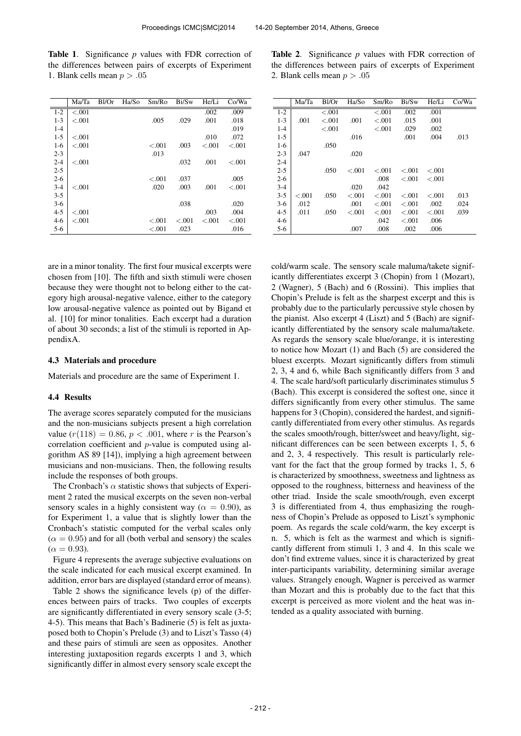**Table 1**. Significance *p* values with FDR correction of the differences between pairs of excerpts of Experiment 1. Blank cells mean $p > .05$

| | Ma/Ta | Bl/Or | Ha/So | Sm/Ro | Bi/Sw | He/Li | Co/Wa |
|---|---|---|---|---|---|---|---|
| 1-2 | <.001 | | | | | .002 | .009 |
| 1-3 | <.001 | | | .005 | .029 | .001 | .018 |
| 1-4 | | | | | | | .019 |
| 1-5 | <.001 | | | | | .010 | .072 |
| 1-6 | <.001 | | | <.001 | .003 | <.001 | <.001 |
| 2-3 | | | | .013 | | | |
| 2-4 | <.001 | | | | .032 | .001 | <.001 |
| 2-5 | | | | | | | |
| 2-6 | | | | <.001 | .037 | | .005 |
| 3-4 | <.001 | | | .020 | .003 | .001 | <.001 |
| 3-5 | | | | | | | |
| 3-6 | | | | | .038 | | .020 |
| 4-5 | <.001 | | | | | .003 | .004 |
| 4-6 | <.001 | | | <.001 | <.001 | <.001 | <.001 |
| 5-6 | | | | <.001 | .023 | | .016 |

**Table 2**. Significance *p* values with FDR correction of the differences between pairs of excerpts of Experiment 2. Blank cells mean $p > .05$

| | Ma/Ta | Bl/Or | Ha/So | Sm/Ro | Bi/Sw | He/Li | Co/Wa |
|---|---|---|---|---|---|---|---|
| 1-2 | | <.001 | | <.001 | .002 | .001 | |
| 1-3 | .001 | <.001 | .001 | <.001 | .015 | .001 | |
| 1-4 | | <.001 | | <.001 | .029 | .002 | |
| 1-5 | | | .016 | | .001 | .004 | .013 |
| 1-6 | | .050 | | | | | |
| 2-3 | .047 | | .020 | | | | |
| 2-4 | | | | | | | |
| 2-5 | | .050 | <.001 | <.001 | <.001 | <.001 | |
| 2-6 | | | | .008 | <.001 | <.001 | |
| 3-4 | | | .020 | .042 | | | |
| 3-5 | <.001 | .050 | <.001 | <.001 | <.001 | <.001 | .013 |
| 3-6 | .012 | | .001 | <.001 | <.001 | .002 | .024 |
| 4-5 | .011 | .050 | <.001 | <.001 | <.001 | <.001 | .039 |
| 4-6 | | | | .042 | <.001 | .006 | |
| 5-6 | | | .007 | .008 | .002 | .006 | |

are in a minor tonality. The first four musical excerpts were chosen from [10]. The fifth and sixth stimuli were chosen because they were thought not to belong either to the category high arousal-negative valence, either to the category low arousal-negative valence as pointed out by Bigand et al. [10] for minor tonalities. Each excerpt had a duration of about 30 seconds; a list of the stimuli is reported in AppendixA.

### 4.3 Materials and procedure

Materials and procedure are the same of Experiment 1.

### 4.4 Results

The average scores separately computed for the musicians and the non-musicians subjects present a high correlation value ($r(118) = 0.86$, $p < .001$, where $r$ is the Pearson's correlation coefficient and $p$-value is computed using algorithm AS 89 [14]), implying a high agreement between musicians and non-musicians. Then, the following results include the responses of both groups.

The Cronbach's $\alpha$ statistic shows that subjects of Experiment 2 rated the musical excerpts on the seven non-verbal sensory scales in a highly consistent way ($\alpha = 0.90$), as for Experiment 1, a value that is slightly lower than the Cronbach's statistic computed for the verbal scales only ($\alpha = 0.95$) and for all (both verbal and sensory) the scales ($\alpha = 0.93$).

Figure 4 represents the average subjective evaluations on the scale indicated for each musical excerpt examined. In addition, error bars are displayed (standard error of means).

Table 2 shows the significance levels (p) of the differences between pairs of tracks. Two couples of excerpts are significantly differentiated in every sensory scale (3-5; 4-5). This means that Bach's Badinerie (5) is felt as juxtaposed both to Chopin's Prelude (3) and to Liszt's Tasso (4) and these pairs of stimuli are seen as opposites. Another interesting juxtaposition regards excerpts 1 and 3, which significantly differ in almost every sensory scale except the cold/warm scale. The sensory scale maluma/takete significantly differentiates excerpt 3 (Chopin) from 1 (Mozart), 2 (Wagner), 5 (Bach) and 6 (Rossini). This implies that Chopin's Prelude is felt as the sharpest excerpt and this is probably due to the particularly percussive style chosen by the pianist. Also excerpt 4 (Liszt) and 5 (Bach) are significantly differentiated by the sensory scale maluma/takete. As regards the sensory scale blue/orange, it is interesting to notice how Mozart (1) and Bach (5) are considered the bluest excerpts. Mozart significantly differs from stimuli 2, 3, 4 and 6, while Bach significantly differs from 3 and 4. The scale hard/soft particularly discriminates stimulus 5 (Bach). This excerpt is considered the softest one, since it differs significantly from every other stimulus. The same happens for 3 (Chopin), considered the hardest, and significantly differentiated from every other stimulus. As regards the scales smooth/rough, bitter/sweet and heavy/light, significant differences can be seen between excerpts 1, 5, 6 and 2, 3, 4 respectively. This result is particularly relevant for the fact that the group formed by tracks 1, 5, 6 is characterized by smoothness, sweetness and lightness as opposed to the roughness, bitterness and heaviness of the other triad. Inside the scale smooth/rough, even excerpt 3 is differentiated from 4, thus emphasizing the roughness of Chopin's Prelude as opposed to Liszt's symphonic poem. As regards the scale cold/warm, the key excerpt is n. 5, which is felt as the warmest and which is significantly different from stimuli 1, 3 and 4. In this scale we don't find extreme values, since it is characterized by great inter-participants variability, determining similar average values. Strangely enough, Wagner is perceived as warmer than Mozart and this is probably due to the fact that this excerpt is perceived as more violent and the heat was intended as a quality associated with burning.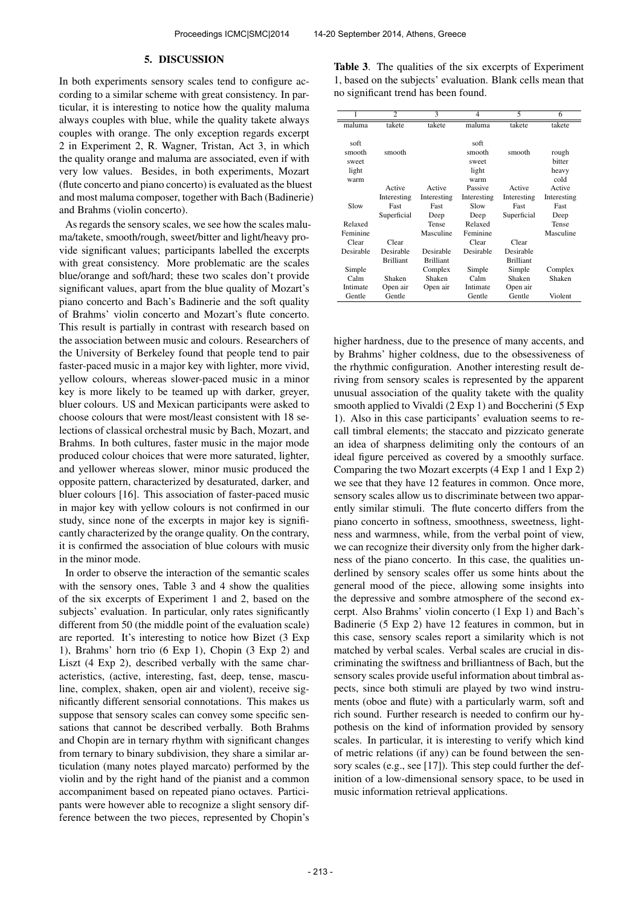## 5. DISCUSSION

In both experiments sensory scales tend to configure according to a similar scheme with great consistency. In particular, it is interesting to notice how the quality maluma always couples with blue, while the quality takete always couples with orange. The only exception regards excerpt 2 in Experiment 2, R. Wagner, Tristan, Act 3, in which the quality orange and maluma are associated, even if with very low values. Besides, in both experiments, Mozart (flute concerto and piano concerto) is evaluated as the bluest and most maluma composer, together with Bach (Badinerie) and Brahms (violin concerto).

As regards the sensory scales, we see how the scales maluma/takete, smooth/rough, sweet/bitter and light/heavy provide significant values; participants labelled the excerpts with great consistency. More problematic are the scales blue/orange and soft/hard; these two scales don't provide significant values, apart from the blue quality of Mozart's piano concerto and Bach's Badinerie and the soft quality of Brahms' violin concerto and Mozart's flute concerto. This result is partially in contrast with research based on the association between music and colours. Researchers of the University of Berkeley found that people tend to pair faster-paced music in a major key with lighter, more vivid, yellow colours, whereas slower-paced music in a minor key is more likely to be teamed up with darker, greyer, bluer colours. US and Mexican participants were asked to choose colours that were most/least consistent with 18 selections of classical orchestral music by Bach, Mozart, and Brahms. In both cultures, faster music in the major mode produced colour choices that were more saturated, lighter, and yellower whereas slower, minor music produced the opposite pattern, characterized by desaturated, darker, and bluer colours [16]. This association of faster-paced music in major key with yellow colours is not confirmed in our study, since none of the excerpts in major key is significantly characterized by the orange quality. On the contrary, it is confirmed the association of blue colours with music in the minor mode.

In order to observe the interaction of the semantic scales with the sensory ones, Table 3 and 4 show the qualities of the six excerpts of Experiment 1 and 2, based on the subjects' evaluation. In particular, only rates significantly different from 50 (the middle point of the evaluation scale) are reported. It's interesting to notice how Bizet (3 Exp 1), Brahms' horn trio (6 Exp 1), Chopin (3 Exp 2) and Liszt (4 Exp 2), described verbally with the same characteristics, (active, interesting, fast, deep, tense, masculine, complex, shaken, open air and violent), receive significantly different sensorial connotations. This makes us suppose that sensory scales can convey some specific sensations that cannot be described verbally. Both Brahms and Chopin are in ternary rhythm with significant changes from ternary to binary subdivision, they share a similar articulation (many notes played marcato) performed by the violin and by the right hand of the pianist and a common accompaniment based on repeated piano octaves. Participants were however able to recognize a slight sensory difference between the two pieces, represented by Chopin's

**Table 3**. The qualities of the six excerpts of Experiment 1, based on the subjects' evaluation. Blank cells mean that no significant trend has been found.

| 1 | 2 | 3 | 4 | 5 | 6 |
|---|---|---|---|---|---|
| maluma | takete | takete | maluma | takete | takete |
| soft | | | soft | | |
| smooth | smooth | | smooth | smooth | rough |
| sweet | | | sweet | | bitter |
| light | | | light | | heavy |
| warm | | | warm | | cold |
| | Active | Active | Passive | Active | Active |
| | Interesting | Interesting | Interesting | Interesting | Interesting |
| Slow | Fast | Fast | Slow | Fast | Fast |
| | Superficial | Deep | Deep | Superficial | Deep |
| Relaxed | | Tense | Relaxed | | Tense |
| Feminine | | Masculine | Feminine | | Masculine |
| Clear | Clear | | Clear | Clear | |
| Desirable | Desirable | Desirable | Desirable | Desirable | |
| | Brilliant | Brilliant | | Brilliant | |
| Simple | | Complex | Simple | Simple | Complex |
| Calm | Shaken | Shaken | Shaken | Shaken | Shaken |
| Intimate | Open air | Open air | Intimate | Open air | |
| Gentle | Gentle | | Gentle | Gentle | Violent |

higher hardness, due to the presence of many accents, and by Brahms' higher coldness, due to the obsessiveness of the rhythmic configuration. Another interesting result deriving from sensory scales is represented by the apparent unusual association of the quality takete with the quality smooth applied to Vivaldi (2 Exp 1) and Boccherini (5 Exp 1). Also in this case participants' evaluation seems to recall timbral elements; the staccato and pizzicato generate an idea of sharpness delimiting only the contours of an ideal figure perceived as covered by a smoothly surface. Comparing the two Mozart excerpts (4 Exp 1 and 1 Exp 2) we see that they have 12 features in common. Once more, sensory scales allow us to discriminate between two apparently similar stimuli. The flute concerto differs from the piano concerto in softness, smoothness, sweetness, lightness and warmness, while, from the verbal point of view, we can recognize their diversity only from the higher darkness of the piano concerto. In this case, the qualities underlined by sensory scales offer us some hints about the general mood of the piece, allowing some insights into the depressive and sombre atmosphere of the second excerpt. Also Brahms' violin concerto (1 Exp 1) and Bach's Badinerie (5 Exp 2) have 12 features in common, but in this case, sensory scales report a similarity which is not matched by verbal scales. Verbal scales are crucial in discriminating the swiftness and brilliantness of Bach, but the sensory scales provide useful information about timbral aspects, since both stimuli are played by two wind instruments (oboe and flute) with a particularly warm, soft and rich sound. Further research is needed to confirm our hypothesis on the kind of information provided by sensory scales. In particular, it is interesting to verify which kind of metric relations (if any) can be found between the sensory scales (e.g., see [17]). This step could further the definition of a low-dimensional sensory space, to be used in music information retrieval applications.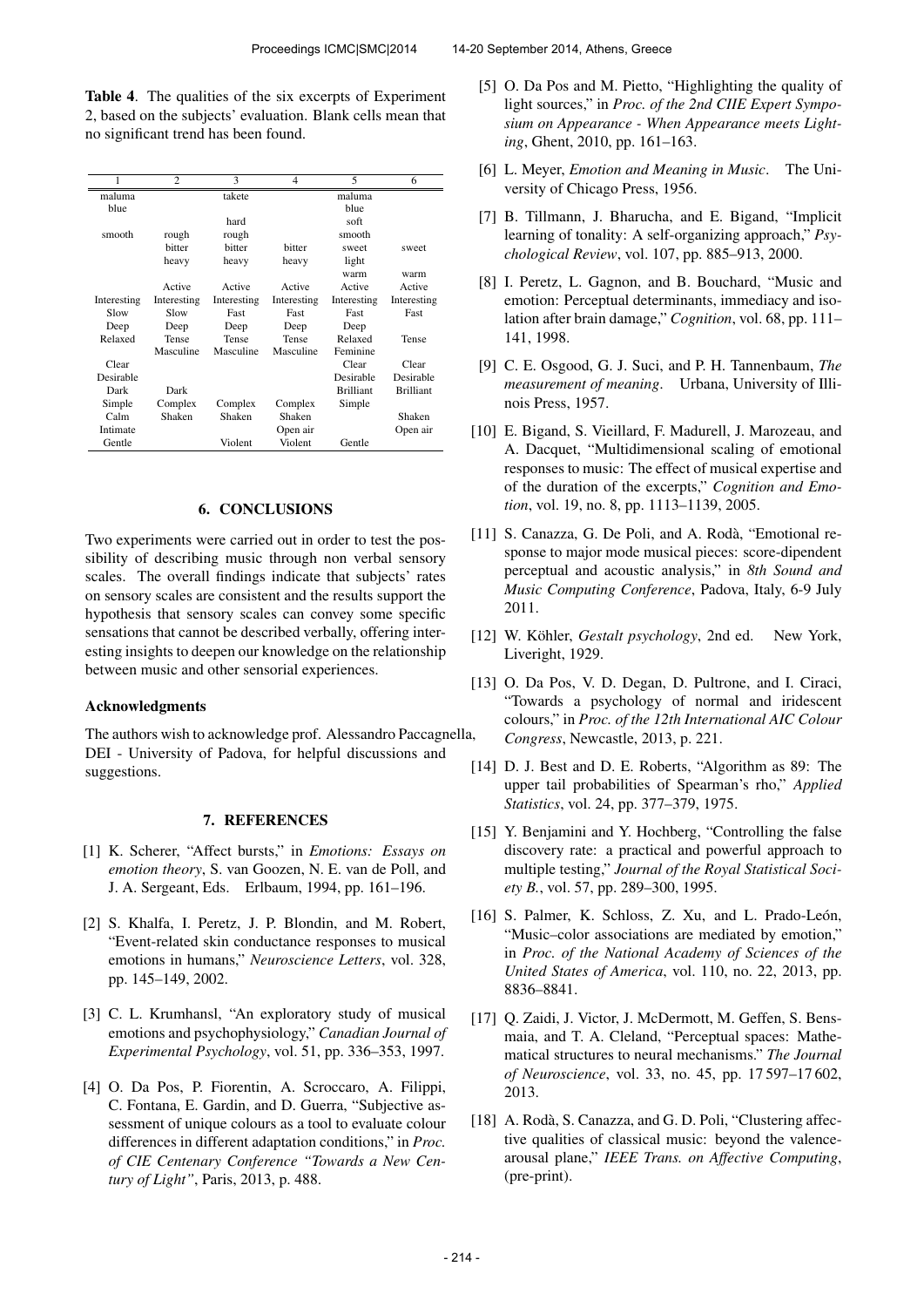**Table 4**. The qualities of the six excerpts of Experiment 2, based on the subjects' evaluation. Blank cells mean that no significant trend has been found.

| 1 | 2 | 3 | 4 | 5 | 6 |
|---|---|---|---|---|---|
| maluma | | takete | | maluma | |
| blue | | | | blue | |
| | | hard | | soft | |
| smooth | rough | rough | | smooth | |
| | bitter | bitter | bitter | sweet | sweet |
| | heavy | heavy | heavy | light | |
| | | | | warm | warm |
| | Active | Active | Active | Active | Active |
| Interesting | Interesting | Interesting | Interesting | Interesting | Interesting |
| Slow | Slow | Fast | Fast | Fast | Fast |
| Deep | Deep | Deep | Deep | Deep | |
| Relaxed | Tense | Tense | Tense | Relaxed | Tense |
| | Masculine | Masculine | Masculine | Feminine | |
| Clear | | | | Clear | Clear |
| Desirable | | | | Desirable | Desirable |
| Dark | Dark | | | Brilliant | Brilliant |
| Simple | Complex | Complex | Complex | Simple | |
| Calm | Shaken | Shaken | Shaken | | Shaken |
| Intimate | | | Open air | | Open air |
| Gentle | | Violent | Violent | Gentle | |

## 6. CONCLUSIONS

Two experiments were carried out in order to test the possibility of describing music through non verbal sensory scales. The overall findings indicate that subjects' rates on sensory scales are consistent and the results support the hypothesis that sensory scales can convey some specific sensations that cannot be described verbally, offering interesting insights to deepen our knowledge on the relationship between music and other sensorial experiences.

### Acknowledgments

The authors wish to acknowledge prof. Alessandro Paccagnella, DEI - University of Padova, for helpful discussions and suggestions.

## 7. REFERENCES

[1] K. Scherer, "Affect bursts," in *Emotions: Essays on emotion theory*, S. van Goozen, N. E. van de Poll, and J. A. Sergeant, Eds. Erlbaum, 1994, pp. 161–196.

[2] S. Khalfa, I. Peretz, J. P. Blondin, and M. Robert, "Event-related skin conductance responses to musical emotions in humans," *Neuroscience Letters*, vol. 328, pp. 145–149, 2002.

[3] C. L. Krumhansl, "An exploratory study of musical emotions and psychophysiology," *Canadian Journal of Experimental Psychology*, vol. 51, pp. 336–353, 1997.

[4] O. Da Pos, P. Fiorentin, A. Scroccaro, A. Filippi, C. Fontana, E. Gardin, and D. Guerra, "Subjective assessment of unique colours as a tool to evaluate colour differences in different adaptation conditions," in *Proc. of CIE Centenary Conference "Towards a New Century of Light"*, Paris, 2013, p. 488.

[5] O. Da Pos and M. Pietto, "Highlighting the quality of light sources," in *Proc. of the 2nd CIIE Expert Symposium on Appearance - When Appearance meets Lighting*, Ghent, 2010, pp. 161–163.

[6] L. Meyer, *Emotion and Meaning in Music*. The University of Chicago Press, 1956.

[7] B. Tillmann, J. Bharucha, and E. Bigand, "Implicit learning of tonality: A self-organizing approach," *Psychological Review*, vol. 107, pp. 885–913, 2000.

[8] I. Peretz, L. Gagnon, and B. Bouchard, "Music and emotion: Perceptual determinants, immediacy and isolation after brain damage," *Cognition*, vol. 68, pp. 111–141, 1998.

[9] C. E. Osgood, G. J. Suci, and P. H. Tannenbaum, *The measurement of meaning*. Urbana, University of Illinois Press, 1957.

[10] E. Bigand, S. Vieillard, F. Madurell, J. Marozeau, and A. Dacquet, "Multidimensional scaling of emotional responses to music: The effect of musical expertise and of the duration of the excerpts," *Cognition and Emotion*, vol. 19, no. 8, pp. 1113–1139, 2005.

[11] S. Canazza, G. De Poli, and A. Rodà, "Emotional response to major mode musical pieces: score-dipendent perceptual and acoustic analysis," in *8th Sound and Music Computing Conference*, Padova, Italy, 6-9 July 2011.

[12] W. Köhler, *Gestalt psychology*, 2nd ed. New York, Liveright, 1929.

[13] O. Da Pos, V. D. Degan, D. Pultrone, and I. Ciraci, "Towards a psychology of normal and iridescent colours," in *Proc. of the 12th International AIC Colour Congress*, Newcastle, 2013, p. 221.

[14] D. J. Best and D. E. Roberts, "Algorithm as 89: The upper tail probabilities of Spearman's rho," *Applied Statistics*, vol. 24, pp. 377–379, 1975.

[15] Y. Benjamini and Y. Hochberg, "Controlling the false discovery rate: a practical and powerful approach to multiple testing," *Journal of the Royal Statistical Society B.*, vol. 57, pp. 289–300, 1995.

[16] S. Palmer, K. Schloss, Z. Xu, and L. Prado-León, "Music–color associations are mediated by emotion," in *Proc. of the National Academy of Sciences of the United States of America*, vol. 110, no. 22, 2013, pp. 8836–8841.

[17] Q. Zaidi, J. Victor, J. McDermott, M. Geffen, S. Bensmaia, and T. A. Cleland, "Perceptual spaces: Mathematical structures to neural mechanisms." *The Journal of Neuroscience*, vol. 33, no. 45, pp. 17 597–17 602, 2013.

[18] A. Rodà, S. Canazza, and G. D. Poli, "Clustering affective qualities of classical music: beyond the valence-arousal plane," *IEEE Trans. on Affective Computing*, (pre-print).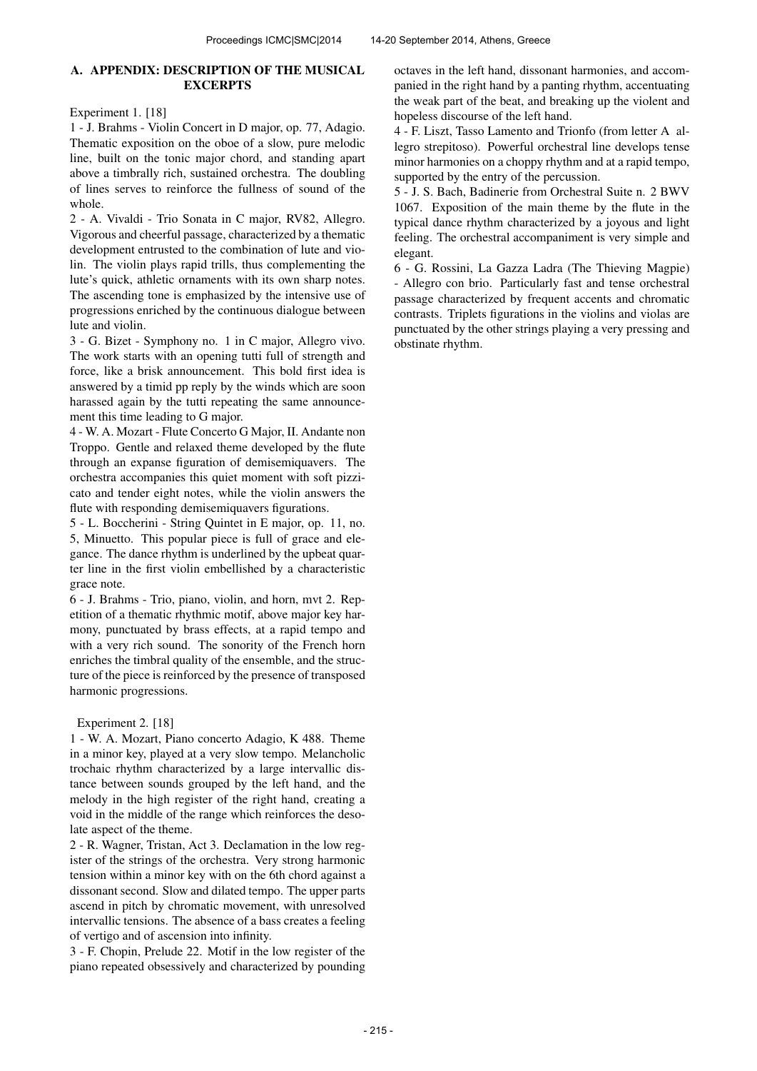## A. APPENDIX: DESCRIPTION OF THE MUSICAL EXCERPTS

Experiment 1. [18]

1 - J. Brahms - Violin Concert in D major, op. 77, Adagio. Thematic exposition on the oboe of a slow, pure melodic line, built on the tonic major chord, and standing apart above a timbrally rich, sustained orchestra. The doubling of lines serves to reinforce the fullness of sound of the whole.

2 - A. Vivaldi - Trio Sonata in C major, RV82, Allegro. Vigorous and cheerful passage, characterized by a thematic development entrusted to the combination of lute and violin. The violin plays rapid trills, thus complementing the lute's quick, athletic ornaments with its own sharp notes. The ascending tone is emphasized by the intensive use of progressions enriched by the continuous dialogue between lute and violin.

3 - G. Bizet - Symphony no. 1 in C major, Allegro vivo. The work starts with an opening tutti full of strength and force, like a brisk announcement. This bold first idea is answered by a timid pp reply by the winds which are soon harassed again by the tutti repeating the same announcement this time leading to G major.

4 - W. A. Mozart - Flute Concerto G Major, II. Andante non Troppo. Gentle and relaxed theme developed by the flute through an expanse figuration of demisemiquavers. The orchestra accompanies this quiet moment with soft pizzicato and tender eight notes, while the violin answers the flute with responding demisemiquavers figurations.

5 - L. Boccherini - String Quintet in E major, op. 11, no. 5, Minuetto. This popular piece is full of grace and elegance. The dance rhythm is underlined by the upbeat quarter line in the first violin embellished by a characteristic grace note.

6 - J. Brahms - Trio, piano, violin, and horn, mvt 2. Repetition of a thematic rhythmic motif, above major key harmony, punctuated by brass effects, at a rapid tempo and with a very rich sound. The sonority of the French horn enriches the timbral quality of the ensemble, and the structure of the piece is reinforced by the presence of transposed harmonic progressions.

Experiment 2. [18]

1 - W. A. Mozart, Piano concerto Adagio, K 488. Theme in a minor key, played at a very slow tempo. Melancholic trochaic rhythm characterized by a large intervallic distance between sounds grouped by the left hand, and the melody in the high register of the right hand, creating a void in the middle of the range which reinforces the desolate aspect of the theme.

2 - R. Wagner, Tristan, Act 3. Declamation in the low register of the strings of the orchestra. Very strong harmonic tension within a minor key with on the 6th chord against a dissonant second. Slow and dilated tempo. The upper parts ascend in pitch by chromatic movement, with unresolved intervallic tensions. The absence of a bass creates a feeling of vertigo and of ascension into infinity.

3 - F. Chopin, Prelude 22. Motif in the low register of the piano repeated obsessively and characterized by pounding octaves in the left hand, dissonant harmonies, and accompanied in the right hand by a panting rhythm, accentuating the weak part of the beat, and breaking up the violent and hopeless discourse of the left hand.

4 - F. Liszt, Tasso Lamento and Trionfo (from letter A allegro strepitoso). Powerful orchestral line develops tense minor harmonies on a choppy rhythm and at a rapid tempo, supported by the entry of the percussion.

5 - J. S. Bach, Badinerie from Orchestral Suite n. 2 BWV 1067. Exposition of the main theme by the flute in the typical dance rhythm characterized by a joyous and light feeling. The orchestral accompaniment is very simple and elegant.

6 - G. Rossini, La Gazza Ladra (The Thieving Magpie) - Allegro con brio. Particularly fast and tense orchestral passage characterized by frequent accents and chromatic contrasts. Triplets figurations in the violins and violas are punctuated by the other strings playing a very pressing and obstinate rhythm.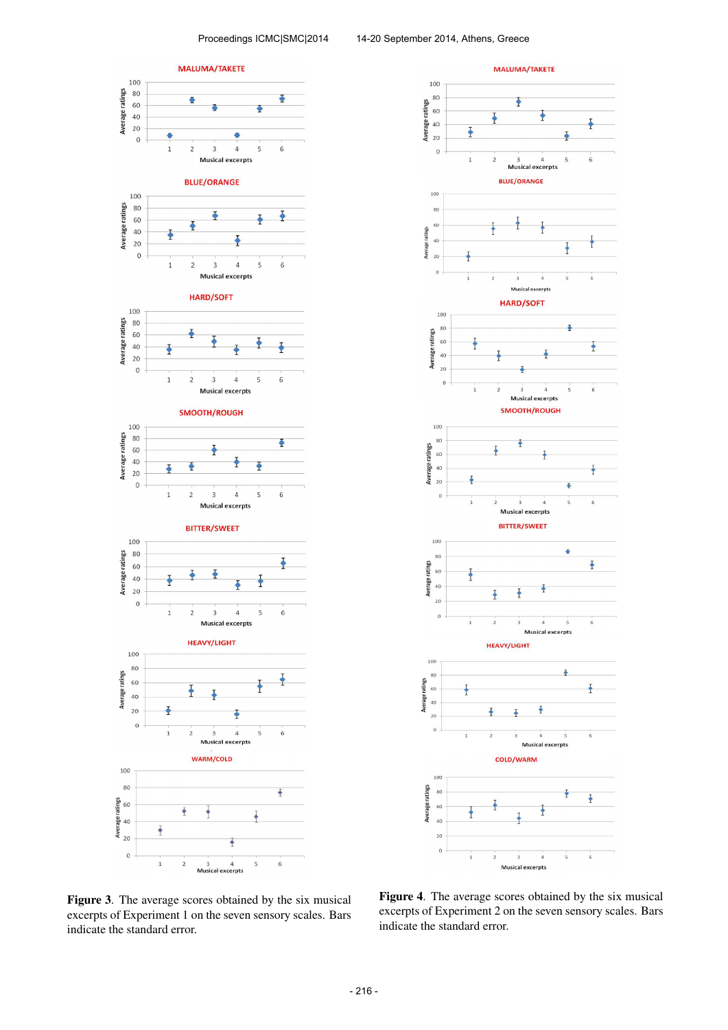MALUMA/TAKETE

100
80
60
40
20
0

Average ratings

1 2 3 4 5 6

Musical excerpts

BLUE/ORANGE

100
80
60
40
20
0

Average ratings

1 2 3 4 5 6

Musical excerpts

HARD/SOFT

100
80
60
40
20
0

Average ratings

1 2 3 4 5 6

Musical excerpts

SMOOTH/ROUGH

100
80
60
40
20
0

Average ratings

1 2 3 4 5 6

Musical excerpts

BITTER/SWEET

100
80
60
40
20
0

Average ratings

1 2 3 4 5 6

Musical excerpts

HEAVY/LIGHT

100
80
60
40
20
0

Average ratings

1 2 3 4 5 6

Musical excerpts

WARM/COLD

100
80
60
40
20
0

Average ratings

1 2 3 4 5 6

Musical excerpts

**Figure 3**. The average scores obtained by the six musical excerpts of Experiment 1 on the seven sensory scales. Bars indicate the standard error.

MALUMA/TAKETE

100
80
60
40
20
0

Average ratings

1 2 3 4 5 6

Musical excerpts

BLUE/ORANGE

100
80
60
40
20
0

Average ratings

1 2 3 4 5 6

Musical excerpts

HARD/SOFT

100
80
60
40
20
0

Average ratings

1 2 3 4 5 6

Musical excerpts

SMOOTH/ROUGH

100
80
60
40
20
0

Average ratings

1 2 3 4 5 6

Musical excerpts

BITTER/SWEET

100
80
60
40
20
0

Average ratings

1 2 3 4 5 6

Musical excerpts

HEAVY/LIGHT

100
80
60
40
20
0

Average ratings

1 2 3 4 5 6

Musical excerpts

COLD/WARM

100
80
60
40
20
0

Average ratings

1 2 3 4 5 6

Musical excerpts

**Figure 4**. The average scores obtained by the six musical excerpts of Experiment 2 on the seven sensory scales. Bars indicate the standard error.